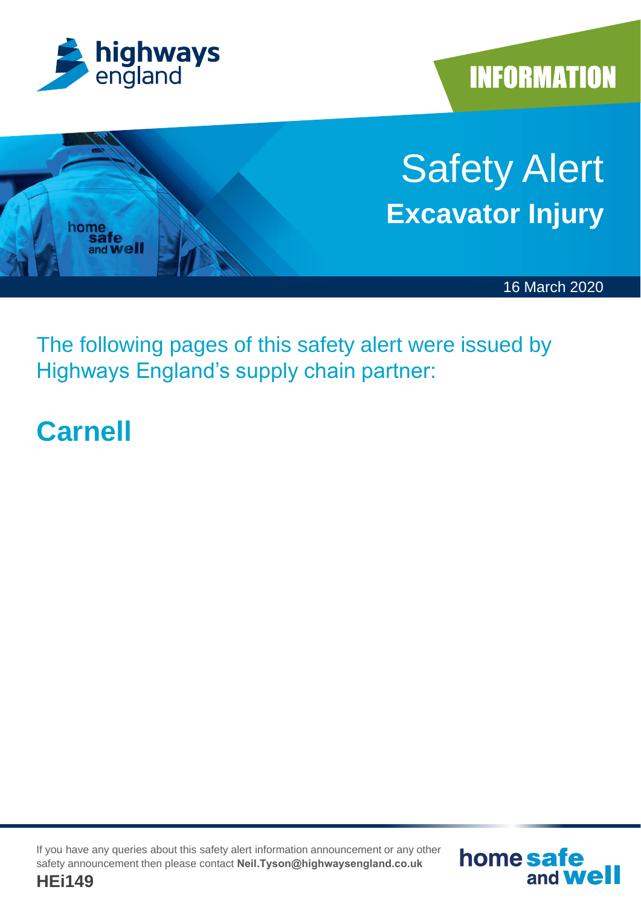highways england

INFORMATION

# Safety Alert

## Excavator Injury

16 March 2020

The following pages of this safety alert were issued by Highways England's supply chain partner:

## Carnell

If you have any queries about this safety alert information announcement or any other safety announcement then please contact **Neil.Tyson@highwaysengland.co.uk**

**HEi149**

home safe and well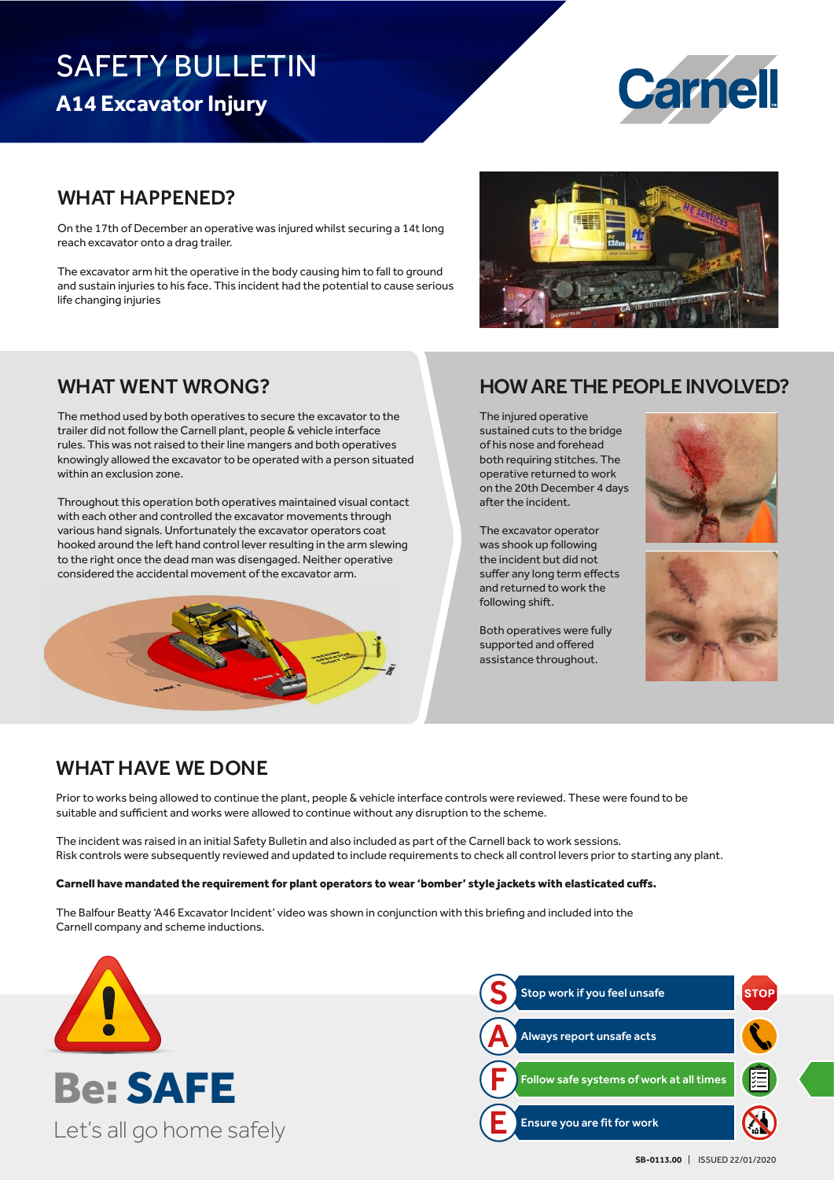# SAFETY BULLETIN

## A14 Excavator Injury

## WHAT HAPPENED?

On the 17th of December an operative was injured whilst securing a 14t long reach excavator onto a drag trailer.

The excavator arm hit the operative in the body causing him to fall to ground and sustain injuries to his face. This incident had the potential to cause serious life changing injuries

## WHAT WENT WRONG?

The method used by both operatives to secure the excavator to the trailer did not follow the Carnell plant, people & vehicle interface rules. This was not raised to their line mangers and both operatives knowingly allowed the excavator to be operated with a person situated within an exclusion zone.

Throughout this operation both operatives maintained visual contact with each other and controlled the excavator movements through various hand signals. Unfortunately the excavator operators coat hooked around the left hand control lever resulting in the arm slewing to the right once the dead man was disengaged. Neither operative considered the accidental movement of the excavator arm.

## HOW ARE THE PEOPLE INVOLVED?

The injured operative sustained cuts to the bridge of his nose and forehead both requiring stitches. The operative returned to work on the 20th December 4 days after the incident.

The excavator operator was shook up following the incident but did not suffer any long term effects and returned to work the following shift.

Both operatives were fully supported and offered assistance throughout.

## WHAT HAVE WE DONE

Prior to works being allowed to continue the plant, people & vehicle interface controls were reviewed. These were found to be suitable and sufficient and works were allowed to continue without any disruption to the scheme.

The incident was raised in an initial Safety Bulletin and also included as part of the Carnell back to work sessions.
Risk controls were subsequently reviewed and updated to include requirements to check all control levers prior to starting any plant.

**Carnell have mandated the requirement for plant operators to wear 'bomber' style jackets with elasticated cuffs.**

The Balfour Beatty 'A46 Excavator Incident' video was shown in conjunction with this briefing and included into the Carnell company and scheme inductions.

**Be: SAFE**

Let's all go home safely

- **S** Stop work if you feel unsafe
- **A** Always report unsafe acts
- **F** Follow safe systems of work at all times
- **E** Ensure you are fit for work

SB-0113.00 | ISSUED 22/01/2020